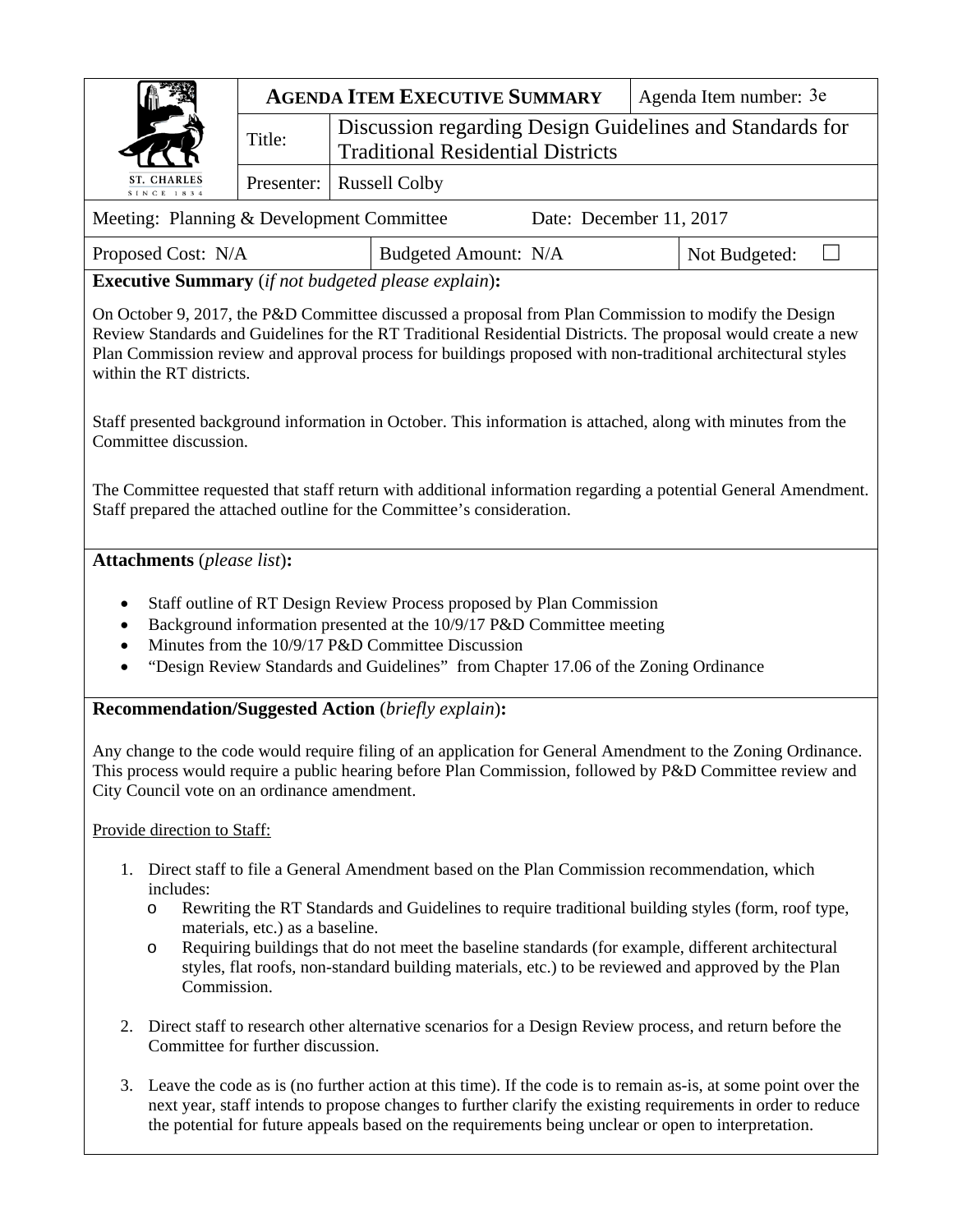| ST. CHARLES SINCE 1834 | **AGENDA ITEM EXECUTIVE SUMMARY** | | Agenda Item number: 3e |
| --- | --- | --- | --- |
| | Title: | Discussion regarding Design Guidelines and Standards for Traditional Residential Districts | |
| | Presenter: | Russell Colby | |

| | |
| --- | --- |
| Meeting: Planning & Development Committee | Date: December 11, 2017 |

| | | |
| --- | --- | --- |
| Proposed Cost: N/A | Budgeted Amount: N/A | Not Budgeted: ☐ |

**Executive Summary** (*if not budgeted please explain*)**:**

On October 9, 2017, the P&D Committee discussed a proposal from Plan Commission to modify the Design Review Standards and Guidelines for the RT Traditional Residential Districts. The proposal would create a new Plan Commission review and approval process for buildings proposed with non-traditional architectural styles within the RT districts.

Staff presented background information in October. This information is attached, along with minutes from the Committee discussion.

The Committee requested that staff return with additional information regarding a potential General Amendment. Staff prepared the attached outline for the Committee's consideration.

**Attachments** (*please list*)**:**

- Staff outline of RT Design Review Process proposed by Plan Commission
- Background information presented at the 10/9/17 P&D Committee meeting
- Minutes from the 10/9/17 P&D Committee Discussion
- "Design Review Standards and Guidelines" from Chapter 17.06 of the Zoning Ordinance

**Recommendation/Suggested Action** (*briefly explain*)**:**

Any change to the code would require filing of an application for General Amendment to the Zoning Ordinance. This process would require a public hearing before Plan Commission, followed by P&D Committee review and City Council vote on an ordinance amendment.

Provide direction to Staff:

1. Direct staff to file a General Amendment based on the Plan Commission recommendation, which includes:
   - Rewriting the RT Standards and Guidelines to require traditional building styles (form, roof type, materials, etc.) as a baseline.
   - Requiring buildings that do not meet the baseline standards (for example, different architectural styles, flat roofs, non-standard building materials, etc.) to be reviewed and approved by the Plan Commission.

2. Direct staff to research other alternative scenarios for a Design Review process, and return before the Committee for further discussion.

3. Leave the code as is (no further action at this time). If the code is to remain as-is, at some point over the next year, staff intends to propose changes to further clarify the existing requirements in order to reduce the potential for future appeals based on the requirements being unclear or open to interpretation.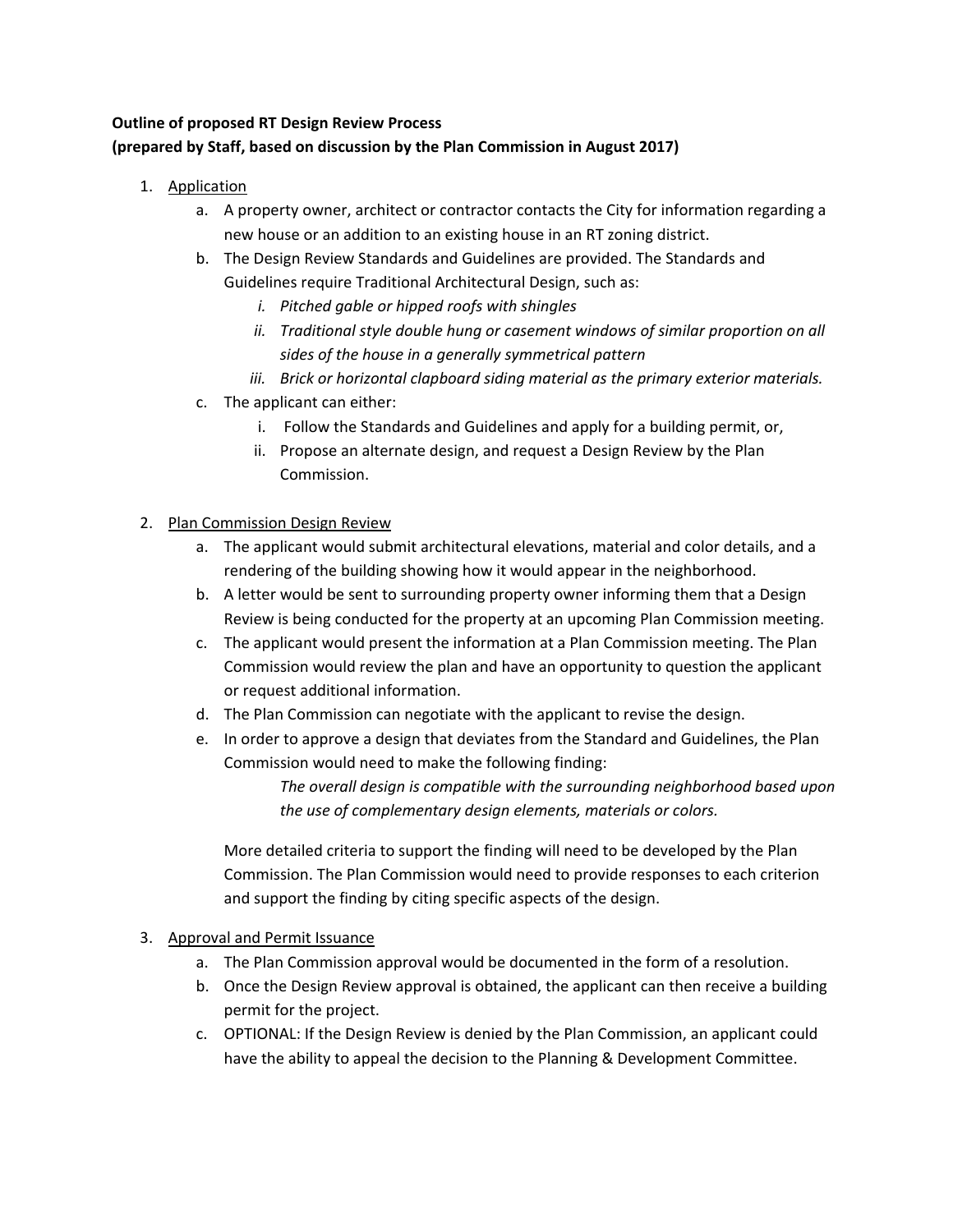**Outline of proposed RT Design Review Process**
**(prepared by Staff, based on discussion by the Plan Commission in August 2017)**

1. Application
   a. A property owner, architect or contractor contacts the City for information regarding a new house or an addition to an existing house in an RT zoning district.
   b. The Design Review Standards and Guidelines are provided. The Standards and Guidelines require Traditional Architectural Design, such as:
      i. *Pitched gable or hipped roofs with shingles*
      ii. *Traditional style double hung or casement windows of similar proportion on all sides of the house in a generally symmetrical pattern*
      iii. *Brick or horizontal clapboard siding material as the primary exterior materials.*
   c. The applicant can either:
      i. Follow the Standards and Guidelines and apply for a building permit, or,
      ii. Propose an alternate design, and request a Design Review by the Plan Commission.

2. Plan Commission Design Review
   a. The applicant would submit architectural elevations, material and color details, and a rendering of the building showing how it would appear in the neighborhood.
   b. A letter would be sent to surrounding property owner informing them that a Design Review is being conducted for the property at an upcoming Plan Commission meeting.
   c. The applicant would present the information at a Plan Commission meeting. The Plan Commission would review the plan and have an opportunity to question the applicant or request additional information.
   d. The Plan Commission can negotiate with the applicant to revise the design.
   e. In order to approve a design that deviates from the Standard and Guidelines, the Plan Commission would need to make the following finding:

      *The overall design is compatible with the surrounding neighborhood based upon the use of complementary design elements, materials or colors.*

   More detailed criteria to support the finding will need to be developed by the Plan Commission. The Plan Commission would need to provide responses to each criterion and support the finding by citing specific aspects of the design.

3. Approval and Permit Issuance
   a. The Plan Commission approval would be documented in the form of a resolution.
   b. Once the Design Review approval is obtained, the applicant can then receive a building permit for the project.
   c. OPTIONAL: If the Design Review is denied by the Plan Commission, an applicant could have the ability to appeal the decision to the Planning & Development Committee.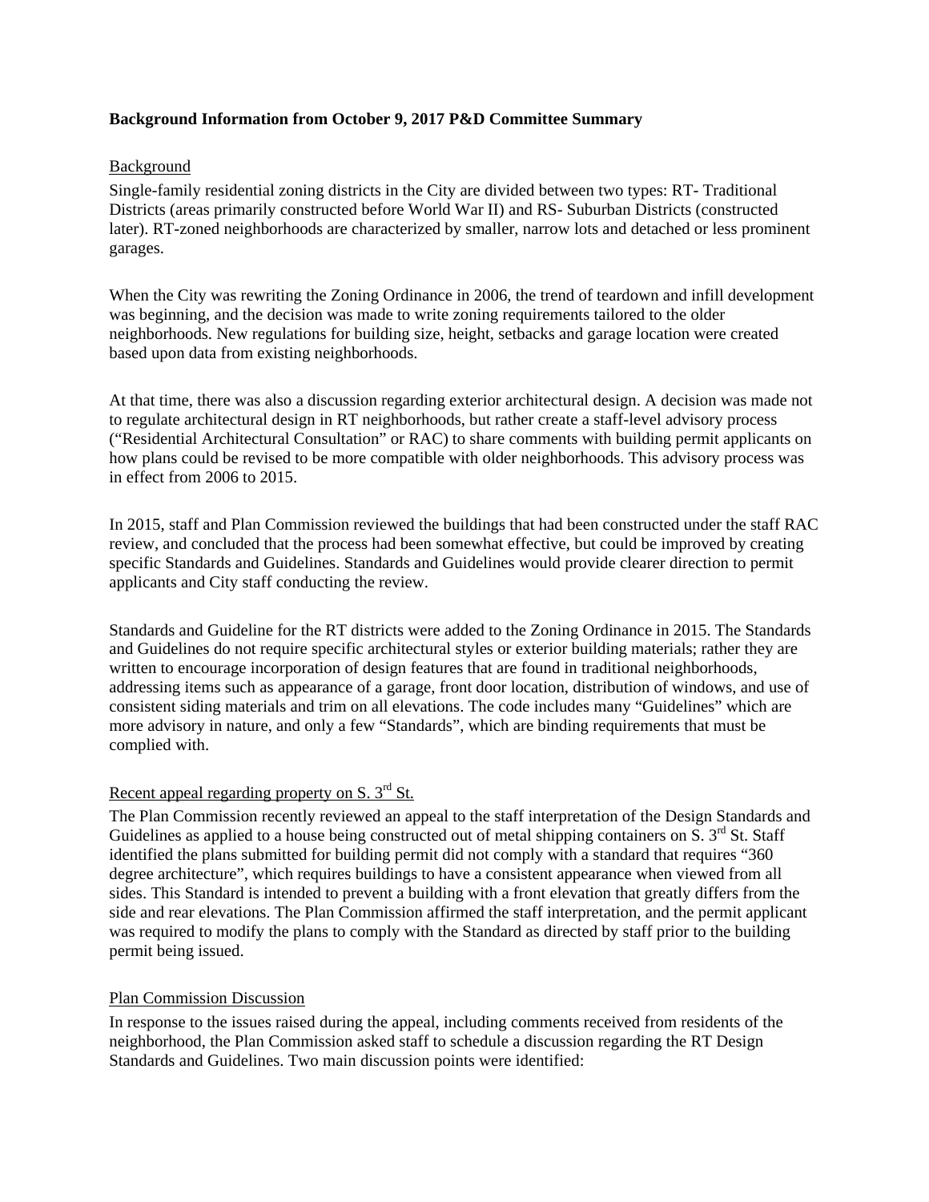**Background Information from October 9, 2017 P&D Committee Summary**

Background

Single-family residential zoning districts in the City are divided between two types: RT- Traditional Districts (areas primarily constructed before World War II) and RS- Suburban Districts (constructed later). RT-zoned neighborhoods are characterized by smaller, narrow lots and detached or less prominent garages.

When the City was rewriting the Zoning Ordinance in 2006, the trend of teardown and infill development was beginning, and the decision was made to write zoning requirements tailored to the older neighborhoods. New regulations for building size, height, setbacks and garage location were created based upon data from existing neighborhoods.

At that time, there was also a discussion regarding exterior architectural design. A decision was made not to regulate architectural design in RT neighborhoods, but rather create a staff-level advisory process ("Residential Architectural Consultation" or RAC) to share comments with building permit applicants on how plans could be revised to be more compatible with older neighborhoods. This advisory process was in effect from 2006 to 2015.

In 2015, staff and Plan Commission reviewed the buildings that had been constructed under the staff RAC review, and concluded that the process had been somewhat effective, but could be improved by creating specific Standards and Guidelines. Standards and Guidelines would provide clearer direction to permit applicants and City staff conducting the review.

Standards and Guideline for the RT districts were added to the Zoning Ordinance in 2015. The Standards and Guidelines do not require specific architectural styles or exterior building materials; rather they are written to encourage incorporation of design features that are found in traditional neighborhoods, addressing items such as appearance of a garage, front door location, distribution of windows, and use of consistent siding materials and trim on all elevations. The code includes many "Guidelines" which are more advisory in nature, and only a few "Standards", which are binding requirements that must be complied with.

Recent appeal regarding property on S. 3rd St.

The Plan Commission recently reviewed an appeal to the staff interpretation of the Design Standards and Guidelines as applied to a house being constructed out of metal shipping containers on S. 3rd St. Staff identified the plans submitted for building permit did not comply with a standard that requires "360 degree architecture", which requires buildings to have a consistent appearance when viewed from all sides. This Standard is intended to prevent a building with a front elevation that greatly differs from the side and rear elevations. The Plan Commission affirmed the staff interpretation, and the permit applicant was required to modify the plans to comply with the Standard as directed by staff prior to the building permit being issued.

Plan Commission Discussion

In response to the issues raised during the appeal, including comments received from residents of the neighborhood, the Plan Commission asked staff to schedule a discussion regarding the RT Design Standards and Guidelines. Two main discussion points were identified: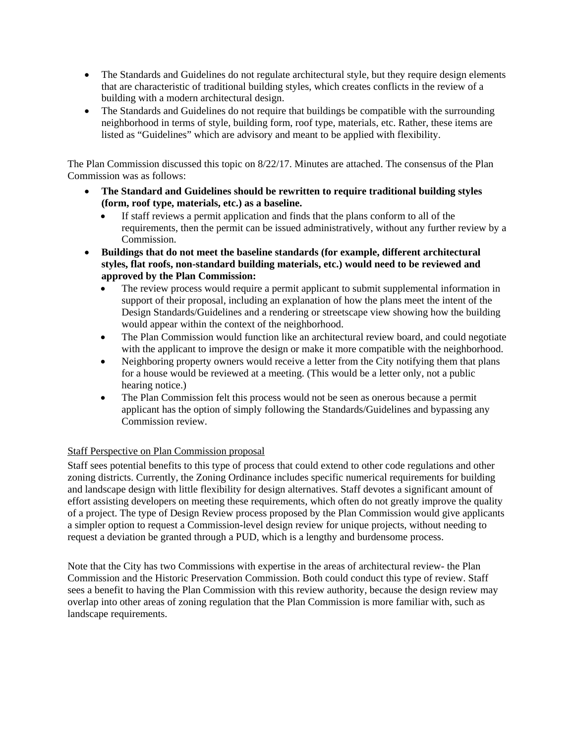- The Standards and Guidelines do not regulate architectural style, but they require design elements that are characteristic of traditional building styles, which creates conflicts in the review of a building with a modern architectural design.
- The Standards and Guidelines do not require that buildings be compatible with the surrounding neighborhood in terms of style, building form, roof type, materials, etc. Rather, these items are listed as "Guidelines" which are advisory and meant to be applied with flexibility.

The Plan Commission discussed this topic on 8/22/17. Minutes are attached. The consensus of the Plan Commission was as follows:

- **The Standard and Guidelines should be rewritten to require traditional building styles (form, roof type, materials, etc.) as a baseline.**
  - If staff reviews a permit application and finds that the plans conform to all of the requirements, then the permit can be issued administratively, without any further review by a Commission.
- **Buildings that do not meet the baseline standards (for example, different architectural styles, flat roofs, non-standard building materials, etc.) would need to be reviewed and approved by the Plan Commission:**
  - The review process would require a permit applicant to submit supplemental information in support of their proposal, including an explanation of how the plans meet the intent of the Design Standards/Guidelines and a rendering or streetscape view showing how the building would appear within the context of the neighborhood.
  - The Plan Commission would function like an architectural review board, and could negotiate with the applicant to improve the design or make it more compatible with the neighborhood.
  - Neighboring property owners would receive a letter from the City notifying them that plans for a house would be reviewed at a meeting. (This would be a letter only, not a public hearing notice.)
  - The Plan Commission felt this process would not be seen as onerous because a permit applicant has the option of simply following the Standards/Guidelines and bypassing any Commission review.

<u>Staff Perspective on Plan Commission proposal</u>

Staff sees potential benefits to this type of process that could extend to other code regulations and other zoning districts. Currently, the Zoning Ordinance includes specific numerical requirements for building and landscape design with little flexibility for design alternatives. Staff devotes a significant amount of effort assisting developers on meeting these requirements, which often do not greatly improve the quality of a project. The type of Design Review process proposed by the Plan Commission would give applicants a simpler option to request a Commission-level design review for unique projects, without needing to request a deviation be granted through a PUD, which is a lengthy and burdensome process.

Note that the City has two Commissions with expertise in the areas of architectural review- the Plan Commission and the Historic Preservation Commission. Both could conduct this type of review. Staff sees a benefit to having the Plan Commission with this review authority, because the design review may overlap into other areas of zoning regulation that the Plan Commission is more familiar with, such as landscape requirements.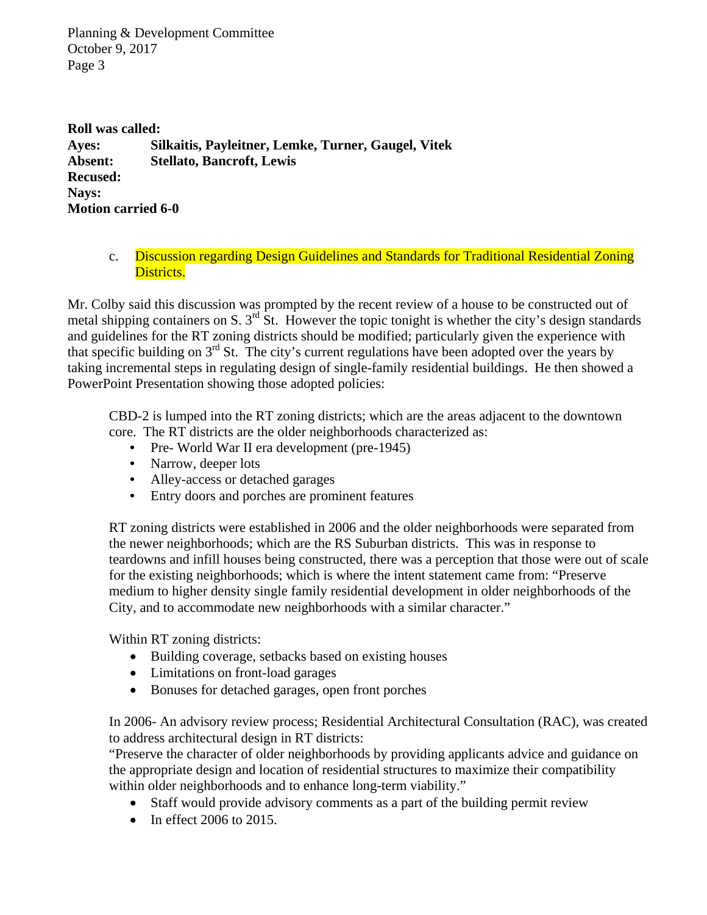**Roll was called:**
**Ayes:** **Silkaitis, Payleitner, Lemke, Turner, Gaugel, Vitek**
**Absent:** **Stellato, Bancroft, Lewis**
**Recused:**
**Nays:**
**Motion carried 6-0**

c. Discussion regarding Design Guidelines and Standards for Traditional Residential Zoning Districts.

Mr. Colby said this discussion was prompted by the recent review of a house to be constructed out of metal shipping containers on S. 3rd St. However the topic tonight is whether the city's design standards and guidelines for the RT zoning districts should be modified; particularly given the experience with that specific building on 3rd St. The city's current regulations have been adopted over the years by taking incremental steps in regulating design of single-family residential buildings. He then showed a PowerPoint Presentation showing those adopted policies:

CBD-2 is lumped into the RT zoning districts; which are the areas adjacent to the downtown core. The RT districts are the older neighborhoods characterized as:

- Pre- World War II era development (pre-1945)
- Narrow, deeper lots
- Alley-access or detached garages
- Entry doors and porches are prominent features

RT zoning districts were established in 2006 and the older neighborhoods were separated from the newer neighborhoods; which are the RS Suburban districts. This was in response to teardowns and infill houses being constructed, there was a perception that those were out of scale for the existing neighborhoods; which is where the intent statement came from: "Preserve medium to higher density single family residential development in older neighborhoods of the City, and to accommodate new neighborhoods with a similar character."

Within RT zoning districts:

- Building coverage, setbacks based on existing houses
- Limitations on front-load garages
- Bonuses for detached garages, open front porches

In 2006- An advisory review process; Residential Architectural Consultation (RAC), was created to address architectural design in RT districts:
"Preserve the character of older neighborhoods by providing applicants advice and guidance on the appropriate design and location of residential structures to maximize their compatibility within older neighborhoods and to enhance long-term viability."

- Staff would provide advisory comments as a part of the building permit review
- In effect 2006 to 2015.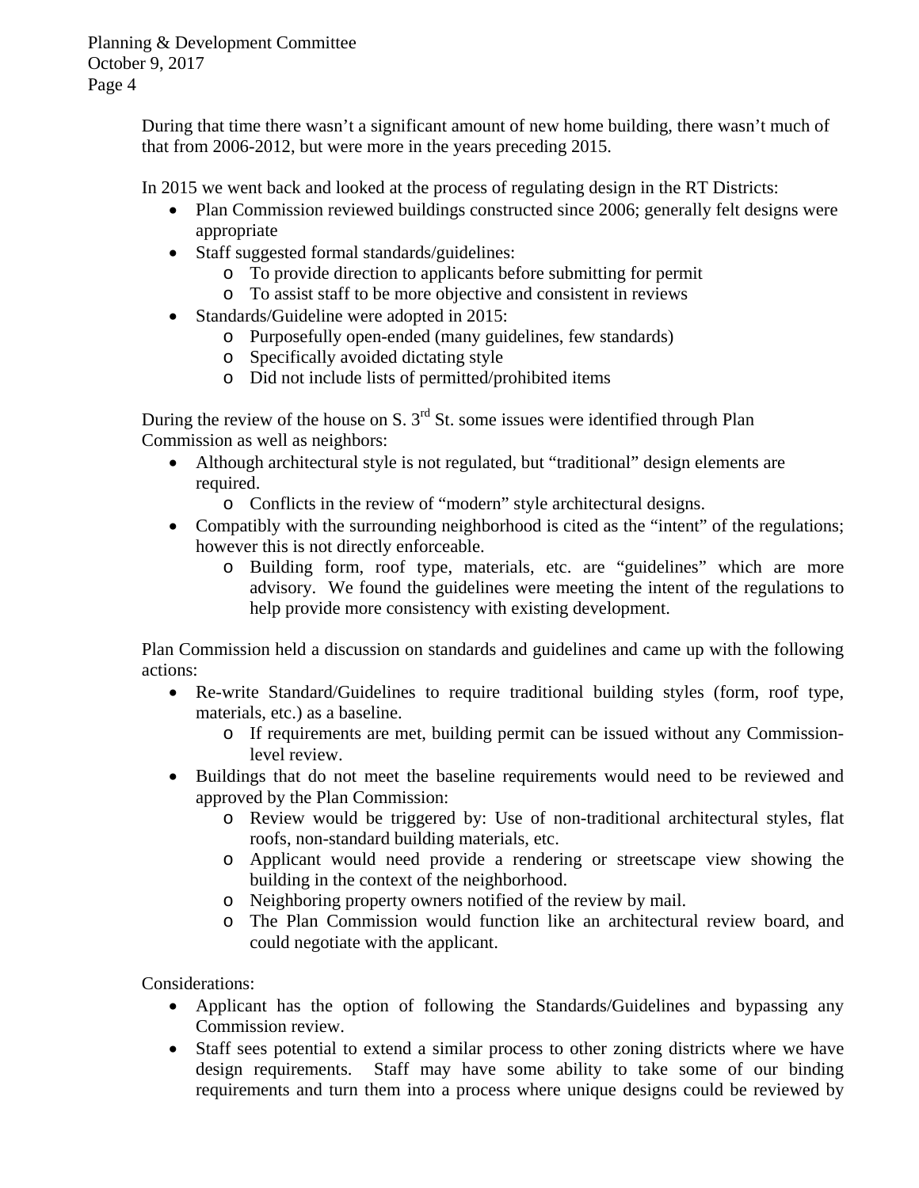During that time there wasn't a significant amount of new home building, there wasn't much of that from 2006-2012, but were more in the years preceding 2015.

In 2015 we went back and looked at the process of regulating design in the RT Districts:

- Plan Commission reviewed buildings constructed since 2006; generally felt designs were appropriate
- Staff suggested formal standards/guidelines:
  - To provide direction to applicants before submitting for permit
  - To assist staff to be more objective and consistent in reviews
- Standards/Guideline were adopted in 2015:
  - Purposefully open-ended (many guidelines, few standards)
  - Specifically avoided dictating style
  - Did not include lists of permitted/prohibited items

During the review of the house on S. 3rd St. some issues were identified through Plan Commission as well as neighbors:

- Although architectural style is not regulated, but "traditional" design elements are required.
  - Conflicts in the review of "modern" style architectural designs.
- Compatibly with the surrounding neighborhood is cited as the "intent" of the regulations; however this is not directly enforceable.
  - Building form, roof type, materials, etc. are "guidelines" which are more advisory. We found the guidelines were meeting the intent of the regulations to help provide more consistency with existing development.

Plan Commission held a discussion on standards and guidelines and came up with the following actions:

- Re-write Standard/Guidelines to require traditional building styles (form, roof type, materials, etc.) as a baseline.
  - If requirements are met, building permit can be issued without any Commission-level review.
- Buildings that do not meet the baseline requirements would need to be reviewed and approved by the Plan Commission:
  - Review would be triggered by: Use of non-traditional architectural styles, flat roofs, non-standard building materials, etc.
  - Applicant would need provide a rendering or streetscape view showing the building in the context of the neighborhood.
  - Neighboring property owners notified of the review by mail.
  - The Plan Commission would function like an architectural review board, and could negotiate with the applicant.

Considerations:

- Applicant has the option of following the Standards/Guidelines and bypassing any Commission review.
- Staff sees potential to extend a similar process to other zoning districts where we have design requirements. Staff may have some ability to take some of our binding requirements and turn them into a process where unique designs could be reviewed by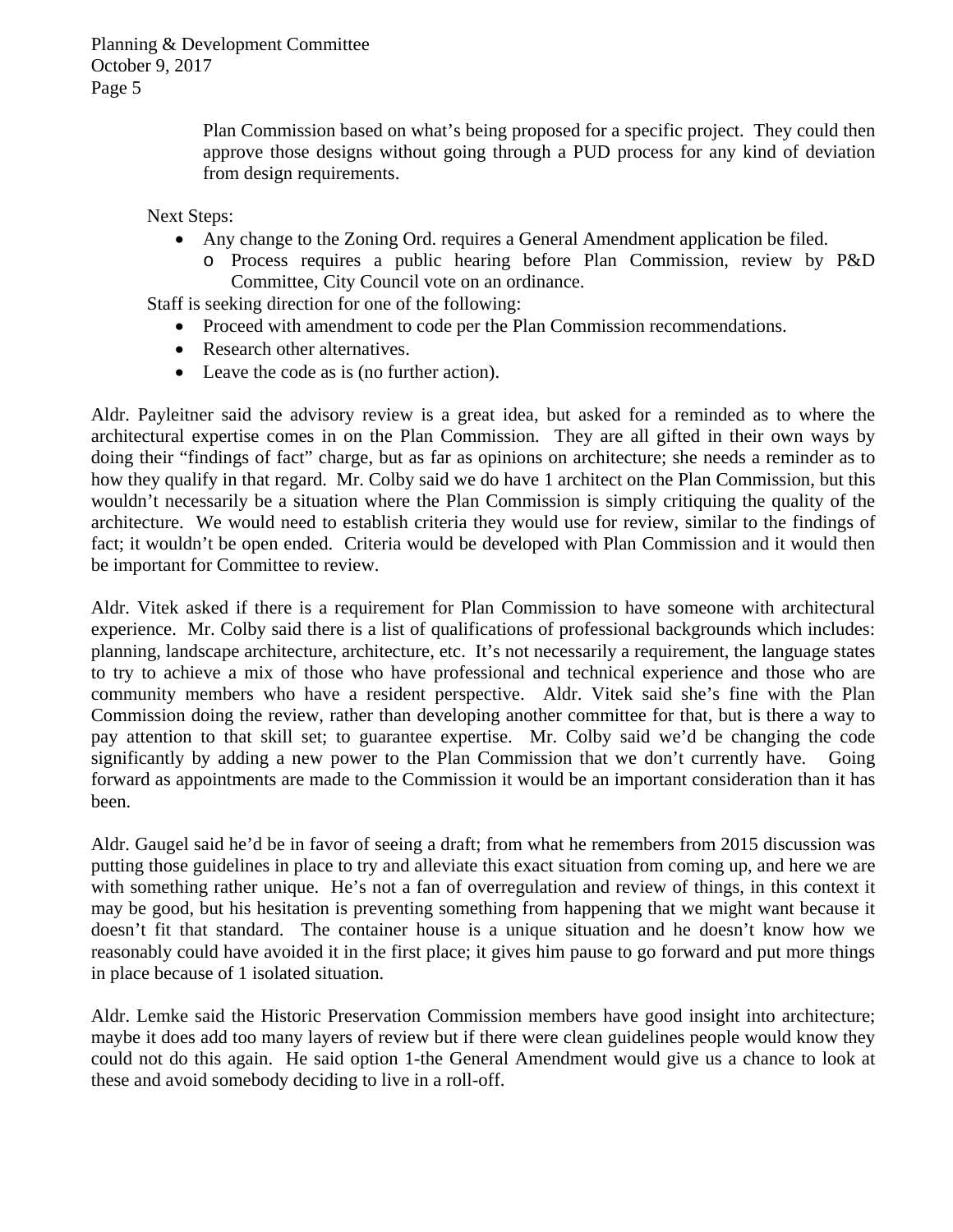Plan Commission based on what's being proposed for a specific project. They could then approve those designs without going through a PUD process for any kind of deviation from design requirements.

Next Steps:

- Any change to the Zoning Ord. requires a General Amendment application be filed.
  - Process requires a public hearing before Plan Commission, review by P&D Committee, City Council vote on an ordinance.

Staff is seeking direction for one of the following:

- Proceed with amendment to code per the Plan Commission recommendations.
- Research other alternatives.
- Leave the code as is (no further action).

Aldr. Payleitner said the advisory review is a great idea, but asked for a reminded as to where the architectural expertise comes in on the Plan Commission. They are all gifted in their own ways by doing their "findings of fact" charge, but as far as opinions on architecture; she needs a reminder as to how they qualify in that regard. Mr. Colby said we do have 1 architect on the Plan Commission, but this wouldn't necessarily be a situation where the Plan Commission is simply critiquing the quality of the architecture. We would need to establish criteria they would use for review, similar to the findings of fact; it wouldn't be open ended. Criteria would be developed with Plan Commission and it would then be important for Committee to review.

Aldr. Vitek asked if there is a requirement for Plan Commission to have someone with architectural experience. Mr. Colby said there is a list of qualifications of professional backgrounds which includes: planning, landscape architecture, architecture, etc. It's not necessarily a requirement, the language states to try to achieve a mix of those who have professional and technical experience and those who are community members who have a resident perspective. Aldr. Vitek said she's fine with the Plan Commission doing the review, rather than developing another committee for that, but is there a way to pay attention to that skill set; to guarantee expertise. Mr. Colby said we'd be changing the code significantly by adding a new power to the Plan Commission that we don't currently have. Going forward as appointments are made to the Commission it would be an important consideration than it has been.

Aldr. Gaugel said he'd be in favor of seeing a draft; from what he remembers from 2015 discussion was putting those guidelines in place to try and alleviate this exact situation from coming up, and here we are with something rather unique. He's not a fan of overregulation and review of things, in this context it may be good, but his hesitation is preventing something from happening that we might want because it doesn't fit that standard. The container house is a unique situation and he doesn't know how we reasonably could have avoided it in the first place; it gives him pause to go forward and put more things in place because of 1 isolated situation.

Aldr. Lemke said the Historic Preservation Commission members have good insight into architecture; maybe it does add too many layers of review but if there were clean guidelines people would know they could not do this again. He said option 1-the General Amendment would give us a chance to look at these and avoid somebody deciding to live in a roll-off.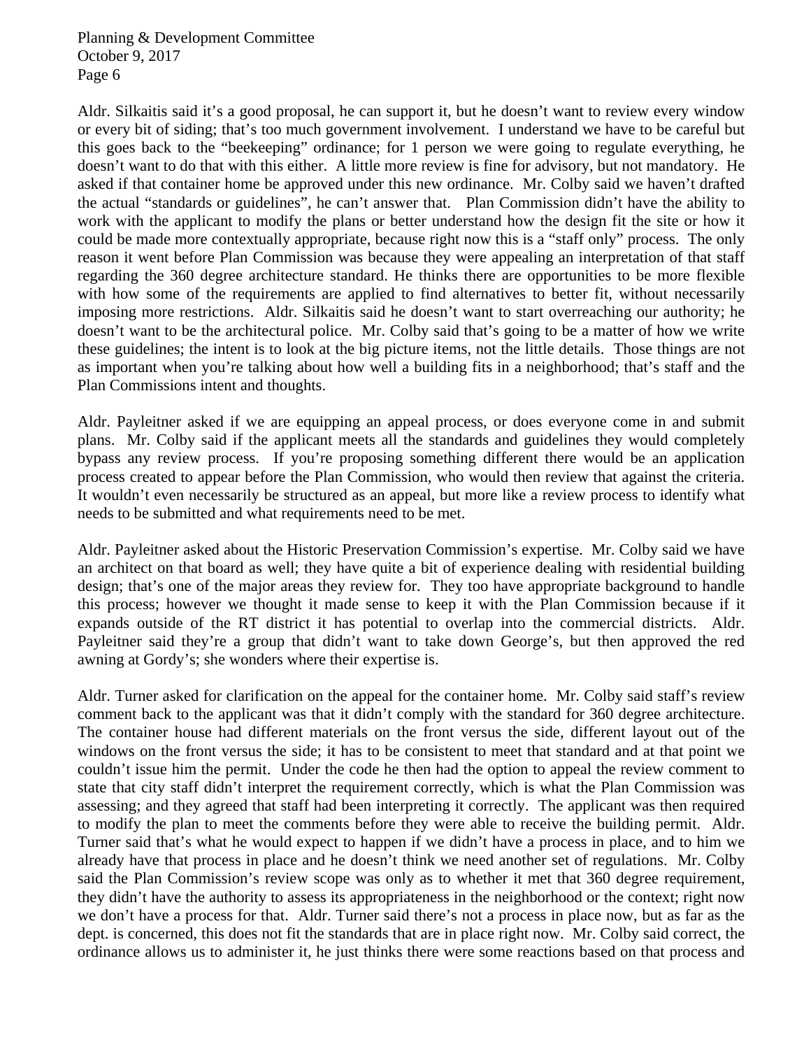Aldr. Silkaitis said it's a good proposal, he can support it, but he doesn't want to review every window or every bit of siding; that's too much government involvement. I understand we have to be careful but this goes back to the "beekeeping" ordinance; for 1 person we were going to regulate everything, he doesn't want to do that with this either. A little more review is fine for advisory, but not mandatory. He asked if that container home be approved under this new ordinance. Mr. Colby said we haven't drafted the actual "standards or guidelines", he can't answer that. Plan Commission didn't have the ability to work with the applicant to modify the plans or better understand how the design fit the site or how it could be made more contextually appropriate, because right now this is a "staff only" process. The only reason it went before Plan Commission was because they were appealing an interpretation of that staff regarding the 360 degree architecture standard. He thinks there are opportunities to be more flexible with how some of the requirements are applied to find alternatives to better fit, without necessarily imposing more restrictions. Aldr. Silkaitis said he doesn't want to start overreaching our authority; he doesn't want to be the architectural police. Mr. Colby said that's going to be a matter of how we write these guidelines; the intent is to look at the big picture items, not the little details. Those things are not as important when you're talking about how well a building fits in a neighborhood; that's staff and the Plan Commissions intent and thoughts.

Aldr. Payleitner asked if we are equipping an appeal process, or does everyone come in and submit plans. Mr. Colby said if the applicant meets all the standards and guidelines they would completely bypass any review process. If you're proposing something different there would be an application process created to appear before the Plan Commission, who would then review that against the criteria. It wouldn't even necessarily be structured as an appeal, but more like a review process to identify what needs to be submitted and what requirements need to be met.

Aldr. Payleitner asked about the Historic Preservation Commission's expertise. Mr. Colby said we have an architect on that board as well; they have quite a bit of experience dealing with residential building design; that's one of the major areas they review for. They too have appropriate background to handle this process; however we thought it made sense to keep it with the Plan Commission because if it expands outside of the RT district it has potential to overlap into the commercial districts. Aldr. Payleitner said they're a group that didn't want to take down George's, but then approved the red awning at Gordy's; she wonders where their expertise is.

Aldr. Turner asked for clarification on the appeal for the container home. Mr. Colby said staff's review comment back to the applicant was that it didn't comply with the standard for 360 degree architecture. The container house had different materials on the front versus the side, different layout out of the windows on the front versus the side; it has to be consistent to meet that standard and at that point we couldn't issue him the permit. Under the code he then had the option to appeal the review comment to state that city staff didn't interpret the requirement correctly, which is what the Plan Commission was assessing; and they agreed that staff had been interpreting it correctly. The applicant was then required to modify the plan to meet the comments before they were able to receive the building permit. Aldr. Turner said that's what he would expect to happen if we didn't have a process in place, and to him we already have that process in place and he doesn't think we need another set of regulations. Mr. Colby said the Plan Commission's review scope was only as to whether it met that 360 degree requirement, they didn't have the authority to assess its appropriateness in the neighborhood or the context; right now we don't have a process for that. Aldr. Turner said there's not a process in place now, but as far as the dept. is concerned, this does not fit the standards that are in place right now. Mr. Colby said correct, the ordinance allows us to administer it, he just thinks there were some reactions based on that process and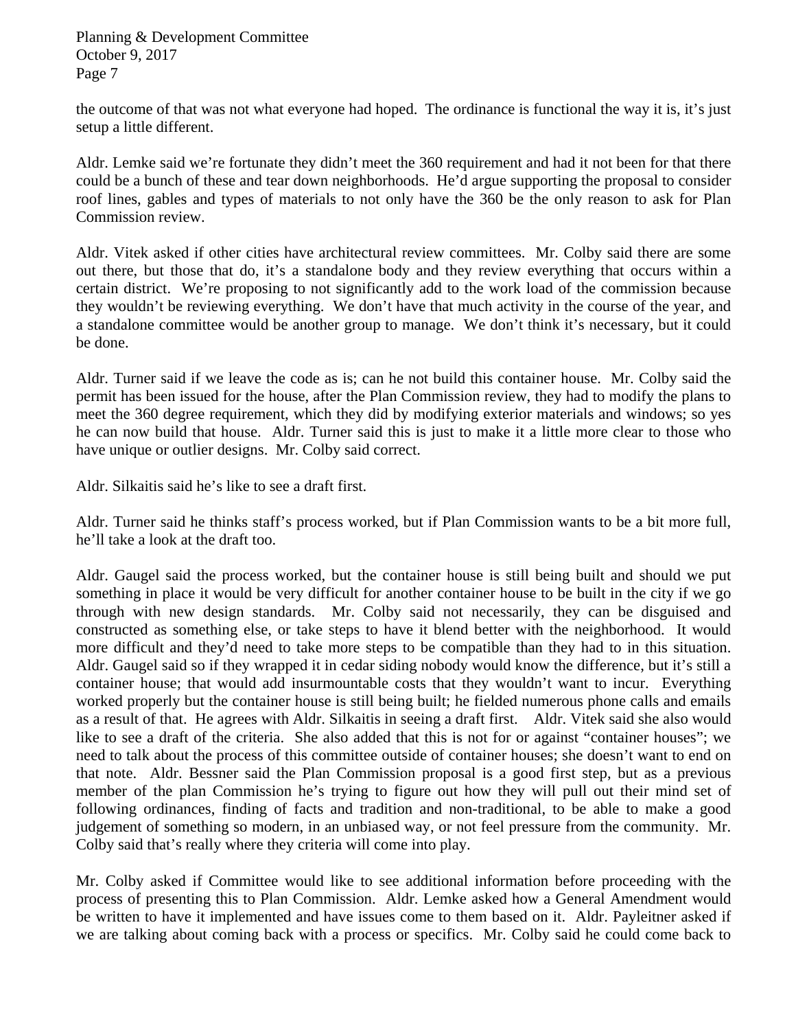the outcome of that was not what everyone had hoped. The ordinance is functional the way it is, it's just setup a little different.

Aldr. Lemke said we're fortunate they didn't meet the 360 requirement and had it not been for that there could be a bunch of these and tear down neighborhoods. He'd argue supporting the proposal to consider roof lines, gables and types of materials to not only have the 360 be the only reason to ask for Plan Commission review.

Aldr. Vitek asked if other cities have architectural review committees. Mr. Colby said there are some out there, but those that do, it's a standalone body and they review everything that occurs within a certain district. We're proposing to not significantly add to the work load of the commission because they wouldn't be reviewing everything. We don't have that much activity in the course of the year, and a standalone committee would be another group to manage. We don't think it's necessary, but it could be done.

Aldr. Turner said if we leave the code as is; can he not build this container house. Mr. Colby said the permit has been issued for the house, after the Plan Commission review, they had to modify the plans to meet the 360 degree requirement, which they did by modifying exterior materials and windows; so yes he can now build that house. Aldr. Turner said this is just to make it a little more clear to those who have unique or outlier designs. Mr. Colby said correct.

Aldr. Silkaitis said he's like to see a draft first.

Aldr. Turner said he thinks staff's process worked, but if Plan Commission wants to be a bit more full, he'll take a look at the draft too.

Aldr. Gaugel said the process worked, but the container house is still being built and should we put something in place it would be very difficult for another container house to be built in the city if we go through with new design standards. Mr. Colby said not necessarily, they can be disguised and constructed as something else, or take steps to have it blend better with the neighborhood. It would more difficult and they'd need to take more steps to be compatible than they had to in this situation. Aldr. Gaugel said so if they wrapped it in cedar siding nobody would know the difference, but it's still a container house; that would add insurmountable costs that they wouldn't want to incur. Everything worked properly but the container house is still being built; he fielded numerous phone calls and emails as a result of that. He agrees with Aldr. Silkaitis in seeing a draft first. Aldr. Vitek said she also would like to see a draft of the criteria. She also added that this is not for or against "container houses"; we need to talk about the process of this committee outside of container houses; she doesn't want to end on that note. Aldr. Bessner said the Plan Commission proposal is a good first step, but as a previous member of the plan Commission he's trying to figure out how they will pull out their mind set of following ordinances, finding of facts and tradition and non-traditional, to be able to make a good judgement of something so modern, in an unbiased way, or not feel pressure from the community. Mr. Colby said that's really where they criteria will come into play.

Mr. Colby asked if Committee would like to see additional information before proceeding with the process of presenting this to Plan Commission. Aldr. Lemke asked how a General Amendment would be written to have it implemented and have issues come to them based on it. Aldr. Payleitner asked if we are talking about coming back with a process or specifics. Mr. Colby said he could come back to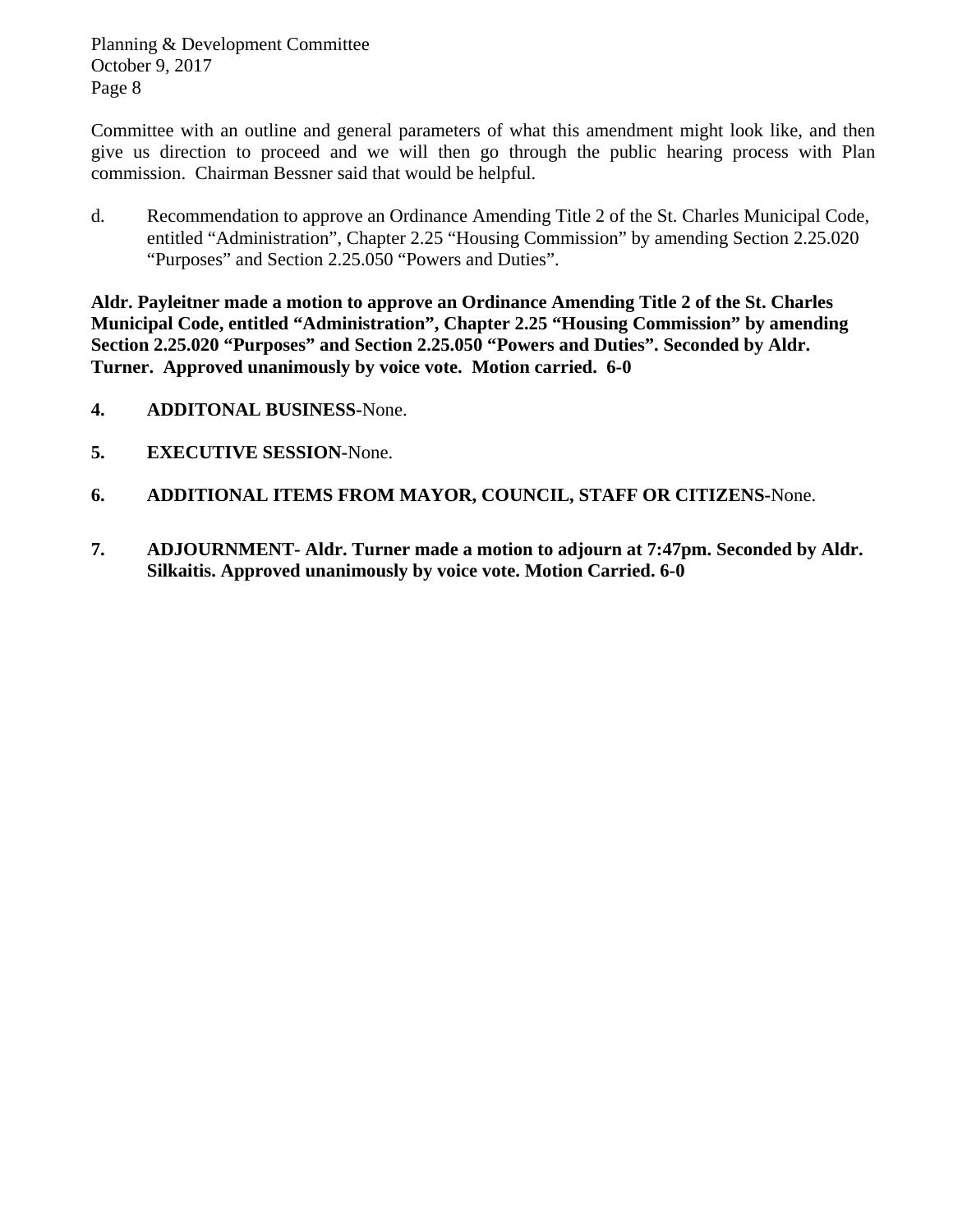Committee with an outline and general parameters of what this amendment might look like, and then give us direction to proceed and we will then go through the public hearing process with Plan commission. Chairman Bessner said that would be helpful.

d. Recommendation to approve an Ordinance Amending Title 2 of the St. Charles Municipal Code, entitled “Administration”, Chapter 2.25 “Housing Commission” by amending Section 2.25.020 “Purposes” and Section 2.25.050 “Powers and Duties”.

**Aldr. Payleitner made a motion to approve an Ordinance Amending Title 2 of the St. Charles Municipal Code, entitled “Administration”, Chapter 2.25 “Housing Commission” by amending Section 2.25.020 “Purposes” and Section 2.25.050 “Powers and Duties”. Seconded by Aldr. Turner. Approved unanimously by voice vote. Motion carried. 6-0**

**4. ADDITONAL BUSINESS-**None.

**5. EXECUTIVE SESSION-**None.

**6. ADDITIONAL ITEMS FROM MAYOR, COUNCIL, STAFF OR CITIZENS-**None.

**7. ADJOURNMENT- Aldr. Turner made a motion to adjourn at 7:47pm. Seconded by Aldr. Silkaitis. Approved unanimously by voice vote. Motion Carried. 6-0**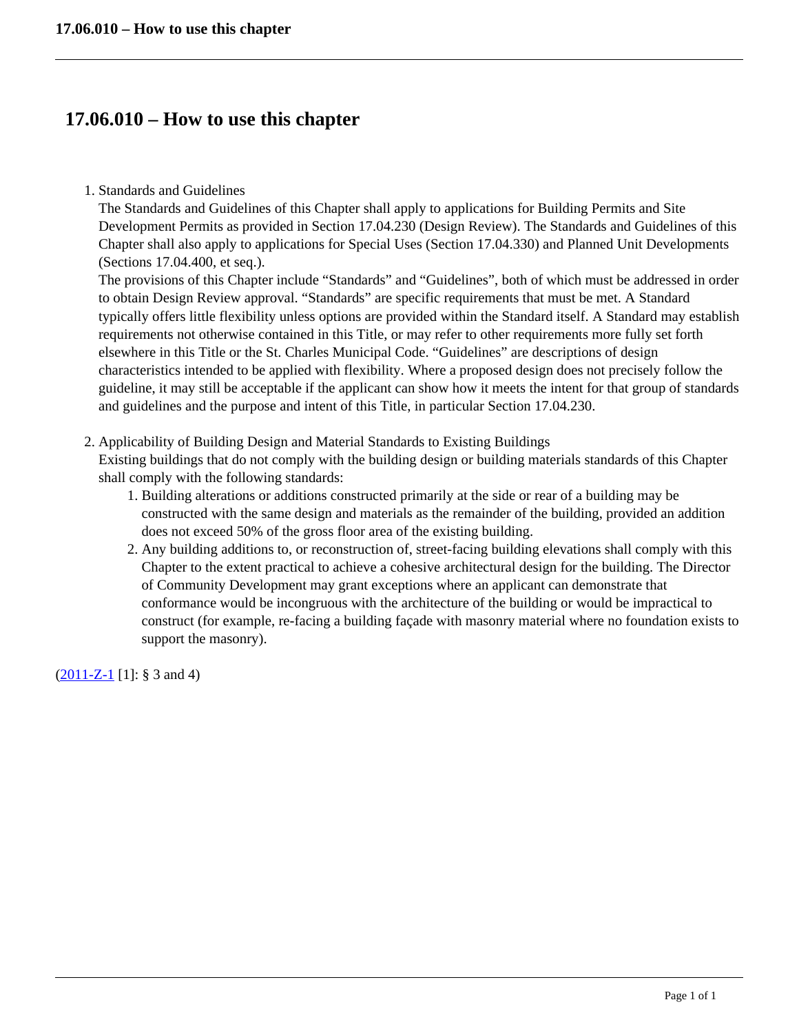# 17.06.010 – How to use this chapter

1. Standards and Guidelines
   The Standards and Guidelines of this Chapter shall apply to applications for Building Permits and Site Development Permits as provided in Section 17.04.230 (Design Review). The Standards and Guidelines of this Chapter shall also apply to applications for Special Uses (Section 17.04.330) and Planned Unit Developments (Sections 17.04.400, et seq.).
   The provisions of this Chapter include "Standards" and "Guidelines", both of which must be addressed in order to obtain Design Review approval. "Standards" are specific requirements that must be met. A Standard typically offers little flexibility unless options are provided within the Standard itself. A Standard may establish requirements not otherwise contained in this Title, or may refer to other requirements more fully set forth elsewhere in this Title or the St. Charles Municipal Code. "Guidelines" are descriptions of design characteristics intended to be applied with flexibility. Where a proposed design does not precisely follow the guideline, it may still be acceptable if the applicant can show how it meets the intent for that group of standards and guidelines and the purpose and intent of this Title, in particular Section 17.04.230.

2. Applicability of Building Design and Material Standards to Existing Buildings
   Existing buildings that do not comply with the building design or building materials standards of this Chapter shall comply with the following standards:
   1. Building alterations or additions constructed primarily at the side or rear of a building may be constructed with the same design and materials as the remainder of the building, provided an addition does not exceed 50% of the gross floor area of the existing building.
   2. Any building additions to, or reconstruction of, street-facing building elevations shall comply with this Chapter to the extent practical to achieve a cohesive architectural design for the building. The Director of Community Development may grant exceptions where an applicant can demonstrate that conformance would be incongruous with the architecture of the building or would be impractical to construct (for example, re-facing a building façade with masonry material where no foundation exists to support the masonry).

(2011-Z-1 [1]: § 3 and 4)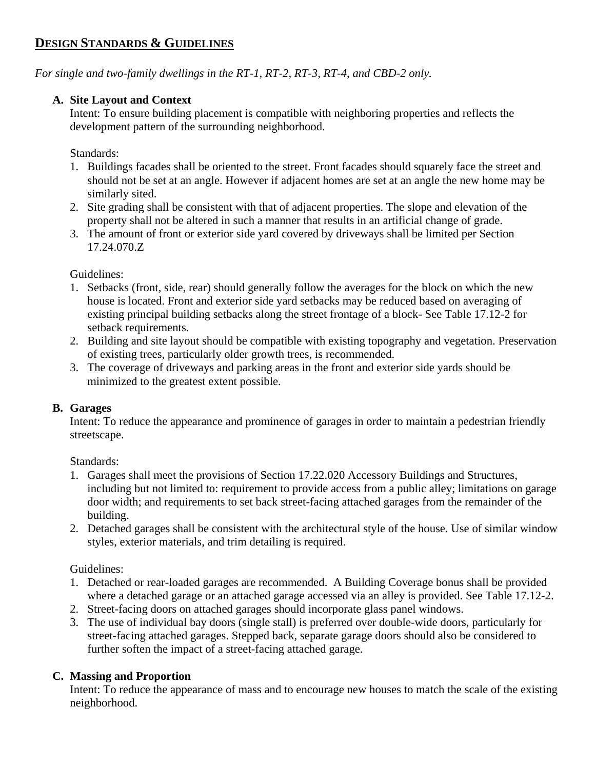## DESIGN STANDARDS & GUIDELINES

*For single and two-family dwellings in the RT-1, RT-2, RT-3, RT-4, and CBD-2 only.*

**A. Site Layout and Context**

Intent: To ensure building placement is compatible with neighboring properties and reflects the development pattern of the surrounding neighborhood.

Standards:

1. Buildings facades shall be oriented to the street. Front facades should squarely face the street and should not be set at an angle. However if adjacent homes are set at an angle the new home may be similarly sited.
2. Site grading shall be consistent with that of adjacent properties. The slope and elevation of the property shall not be altered in such a manner that results in an artificial change of grade.
3. The amount of front or exterior side yard covered by driveways shall be limited per Section 17.24.070.Z

Guidelines:

1. Setbacks (front, side, rear) should generally follow the averages for the block on which the new house is located. Front and exterior side yard setbacks may be reduced based on averaging of existing principal building setbacks along the street frontage of a block- See Table 17.12-2 for setback requirements.
2. Building and site layout should be compatible with existing topography and vegetation. Preservation of existing trees, particularly older growth trees, is recommended.
3. The coverage of driveways and parking areas in the front and exterior side yards should be minimized to the greatest extent possible.

**B. Garages**

Intent: To reduce the appearance and prominence of garages in order to maintain a pedestrian friendly streetscape.

Standards:

1. Garages shall meet the provisions of Section 17.22.020 Accessory Buildings and Structures, including but not limited to: requirement to provide access from a public alley; limitations on garage door width; and requirements to set back street-facing attached garages from the remainder of the building.
2. Detached garages shall be consistent with the architectural style of the house. Use of similar window styles, exterior materials, and trim detailing is required.

Guidelines:

1. Detached or rear-loaded garages are recommended. A Building Coverage bonus shall be provided where a detached garage or an attached garage accessed via an alley is provided. See Table 17.12-2.
2. Street-facing doors on attached garages should incorporate glass panel windows.
3. The use of individual bay doors (single stall) is preferred over double-wide doors, particularly for street-facing attached garages. Stepped back, separate garage doors should also be considered to further soften the impact of a street-facing attached garage.

**C. Massing and Proportion**

Intent: To reduce the appearance of mass and to encourage new houses to match the scale of the existing neighborhood.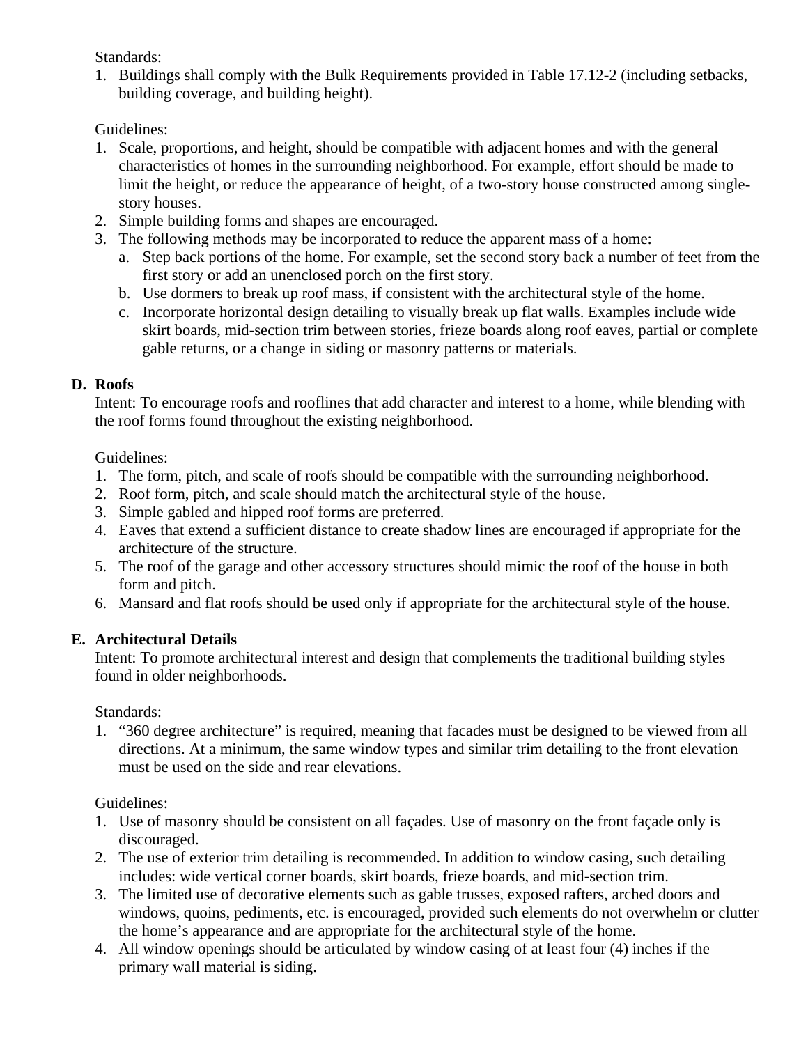Standards:

1. Buildings shall comply with the Bulk Requirements provided in Table 17.12-2 (including setbacks, building coverage, and building height).

Guidelines:

1. Scale, proportions, and height, should be compatible with adjacent homes and with the general characteristics of homes in the surrounding neighborhood. For example, effort should be made to limit the height, or reduce the appearance of height, of a two-story house constructed among single-story houses.
2. Simple building forms and shapes are encouraged.
3. The following methods may be incorporated to reduce the apparent mass of a home:
   a. Step back portions of the home. For example, set the second story back a number of feet from the first story or add an unenclosed porch on the first story.
   b. Use dormers to break up roof mass, if consistent with the architectural style of the home.
   c. Incorporate horizontal design detailing to visually break up flat walls. Examples include wide skirt boards, mid-section trim between stories, frieze boards along roof eaves, partial or complete gable returns, or a change in siding or masonry patterns or materials.

**D. Roofs**

Intent: To encourage roofs and rooflines that add character and interest to a home, while blending with the roof forms found throughout the existing neighborhood.

Guidelines:

1. The form, pitch, and scale of roofs should be compatible with the surrounding neighborhood.
2. Roof form, pitch, and scale should match the architectural style of the house.
3. Simple gabled and hipped roof forms are preferred.
4. Eaves that extend a sufficient distance to create shadow lines are encouraged if appropriate for the architecture of the structure.
5. The roof of the garage and other accessory structures should mimic the roof of the house in both form and pitch.
6. Mansard and flat roofs should be used only if appropriate for the architectural style of the house.

**E. Architectural Details**

Intent: To promote architectural interest and design that complements the traditional building styles found in older neighborhoods.

Standards:

1. "360 degree architecture" is required, meaning that facades must be designed to be viewed from all directions. At a minimum, the same window types and similar trim detailing to the front elevation must be used on the side and rear elevations.

Guidelines:

1. Use of masonry should be consistent on all façades. Use of masonry on the front façade only is discouraged.
2. The use of exterior trim detailing is recommended. In addition to window casing, such detailing includes: wide vertical corner boards, skirt boards, frieze boards, and mid-section trim.
3. The limited use of decorative elements such as gable trusses, exposed rafters, arched doors and windows, quoins, pediments, etc. is encouraged, provided such elements do not overwhelm or clutter the home's appearance and are appropriate for the architectural style of the home.
4. All window openings should be articulated by window casing of at least four (4) inches if the primary wall material is siding.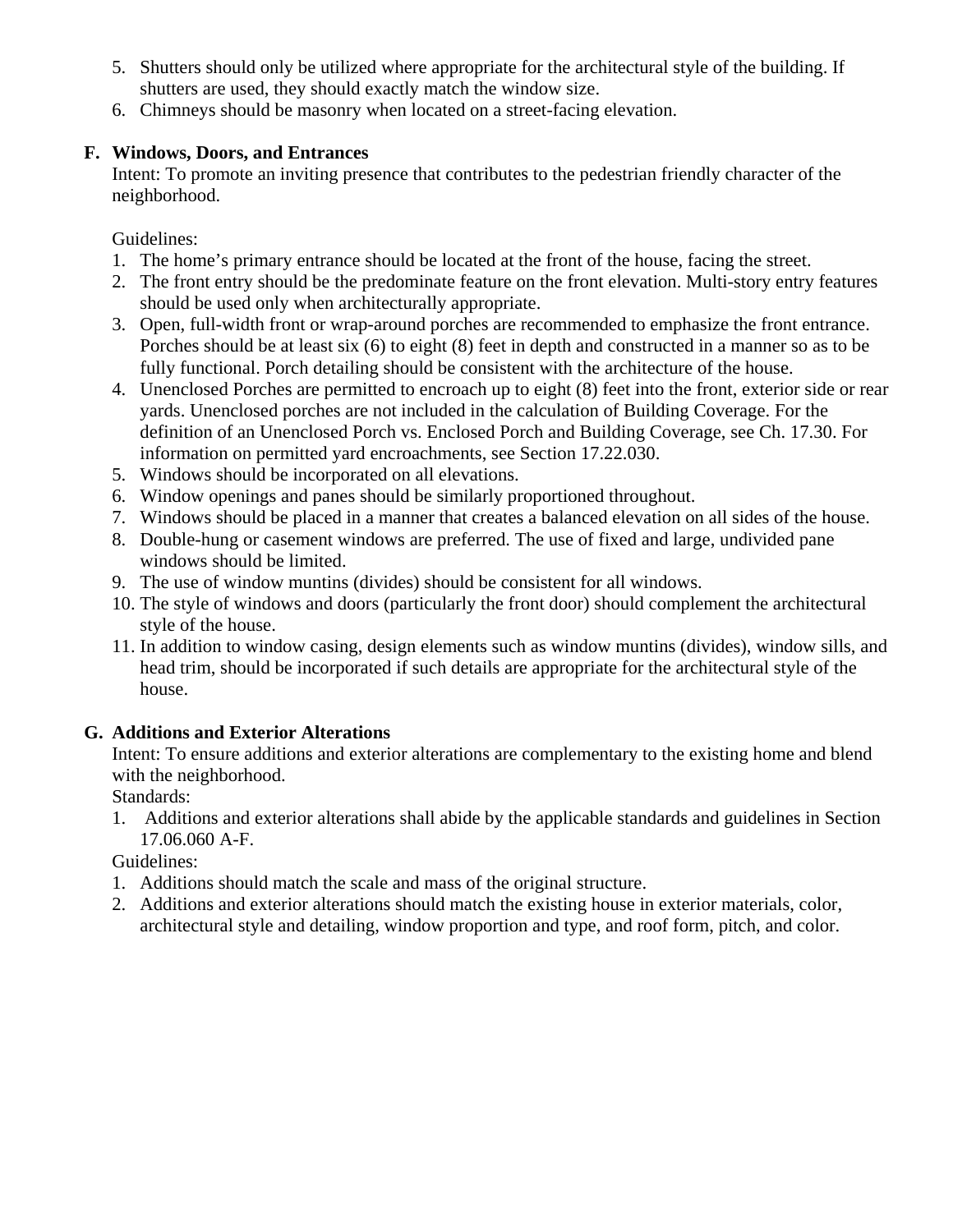5. Shutters should only be utilized where appropriate for the architectural style of the building. If shutters are used, they should exactly match the window size.
6. Chimneys should be masonry when located on a street-facing elevation.

**F. Windows, Doors, and Entrances**

Intent: To promote an inviting presence that contributes to the pedestrian friendly character of the neighborhood.

Guidelines:

1. The home's primary entrance should be located at the front of the house, facing the street.
2. The front entry should be the predominate feature on the front elevation. Multi-story entry features should be used only when architecturally appropriate.
3. Open, full-width front or wrap-around porches are recommended to emphasize the front entrance. Porches should be at least six (6) to eight (8) feet in depth and constructed in a manner so as to be fully functional. Porch detailing should be consistent with the architecture of the house.
4. Unenclosed Porches are permitted to encroach up to eight (8) feet into the front, exterior side or rear yards. Unenclosed porches are not included in the calculation of Building Coverage. For the definition of an Unenclosed Porch vs. Enclosed Porch and Building Coverage, see Ch. 17.30. For information on permitted yard encroachments, see Section 17.22.030.
5. Windows should be incorporated on all elevations.
6. Window openings and panes should be similarly proportioned throughout.
7. Windows should be placed in a manner that creates a balanced elevation on all sides of the house.
8. Double-hung or casement windows are preferred. The use of fixed and large, undivided pane windows should be limited.
9. The use of window muntins (divides) should be consistent for all windows.
10. The style of windows and doors (particularly the front door) should complement the architectural style of the house.
11. In addition to window casing, design elements such as window muntins (divides), window sills, and head trim, should be incorporated if such details are appropriate for the architectural style of the house.

**G. Additions and Exterior Alterations**

Intent: To ensure additions and exterior alterations are complementary to the existing home and blend with the neighborhood.

Standards:

1. Additions and exterior alterations shall abide by the applicable standards and guidelines in Section 17.06.060 A-F.

Guidelines:

1. Additions should match the scale and mass of the original structure.
2. Additions and exterior alterations should match the existing house in exterior materials, color, architectural style and detailing, window proportion and type, and roof form, pitch, and color.